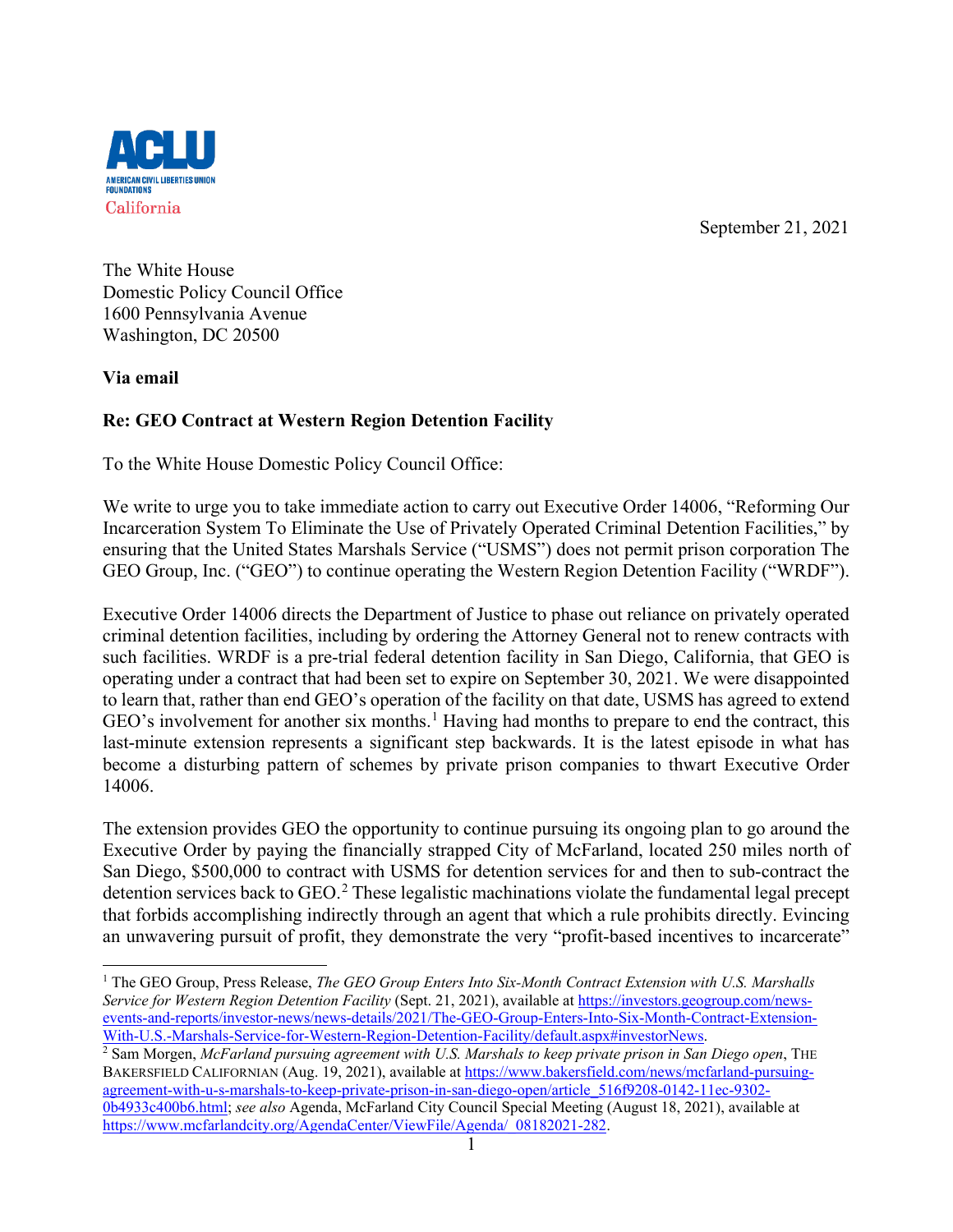ACLU

AMERICAN CIVIL LIBERTIES UNION FOUNDATIONS

California

September 21, 2021

The White House
Domestic Policy Council Office
1600 Pennsylvania Avenue
Washington, DC 20500

**Via email**

**Re: GEO Contract at Western Region Detention Facility**

To the White House Domestic Policy Council Office:

We write to urge you to take immediate action to carry out Executive Order 14006, "Reforming Our Incarceration System To Eliminate the Use of Privately Operated Criminal Detention Facilities," by ensuring that the United States Marshals Service ("USMS") does not permit prison corporation The GEO Group, Inc. ("GEO") to continue operating the Western Region Detention Facility ("WRDF").

Executive Order 14006 directs the Department of Justice to phase out reliance on privately operated criminal detention facilities, including by ordering the Attorney General not to renew contracts with such facilities. WRDF is a pre-trial federal detention facility in San Diego, California, that GEO is operating under a contract that had been set to expire on September 30, 2021. We were disappointed to learn that, rather than end GEO's operation of the facility on that date, USMS has agreed to extend GEO's involvement for another six months.[1] Having had months to prepare to end the contract, this last-minute extension represents a significant step backwards. It is the latest episode in what has become a disturbing pattern of schemes by private prison companies to thwart Executive Order 14006.

The extension provides GEO the opportunity to continue pursuing its ongoing plan to go around the Executive Order by paying the financially strapped City of McFarland, located 250 miles north of San Diego, $500,000 to contract with USMS for detention services for and then to sub-contract the detention services back to GEO.[2] These legalistic machinations violate the fundamental legal precept that forbids accomplishing indirectly through an agent that which a rule prohibits directly. Evincing an unwavering pursuit of profit, they demonstrate the very "profit-based incentives to incarcerate"

---

[1] The GEO Group, Press Release, *The GEO Group Enters Into Six-Month Contract Extension with U.S. Marshalls Service for Western Region Detention Facility* (Sept. 21, 2021), available at https://investors.geogroup.com/news-events-and-reports/investor-news/news-details/2021/The-GEO-Group-Enters-Into-Six-Month-Contract-Extension-With-U.S.-Marshals-Service-for-Western-Region-Detention-Facility/default.aspx#investorNews.

[2] Sam Morgen, *McFarland pursuing agreement with U.S. Marshals to keep private prison in San Diego open*, THE BAKERSFIELD CALIFORNIAN (Aug. 19, 2021), available at https://www.bakersfield.com/news/mcfarland-pursuing-agreement-with-u-s-marshals-to-keep-private-prison-in-san-diego-open/article_516f9208-0142-11ec-9302-0b4933c400b6.html; *see also* Agenda, McFarland City Council Special Meeting (August 18, 2021), available at https://www.mcfarlandcity.org/AgendaCenter/ViewFile/Agenda/_08182021-282.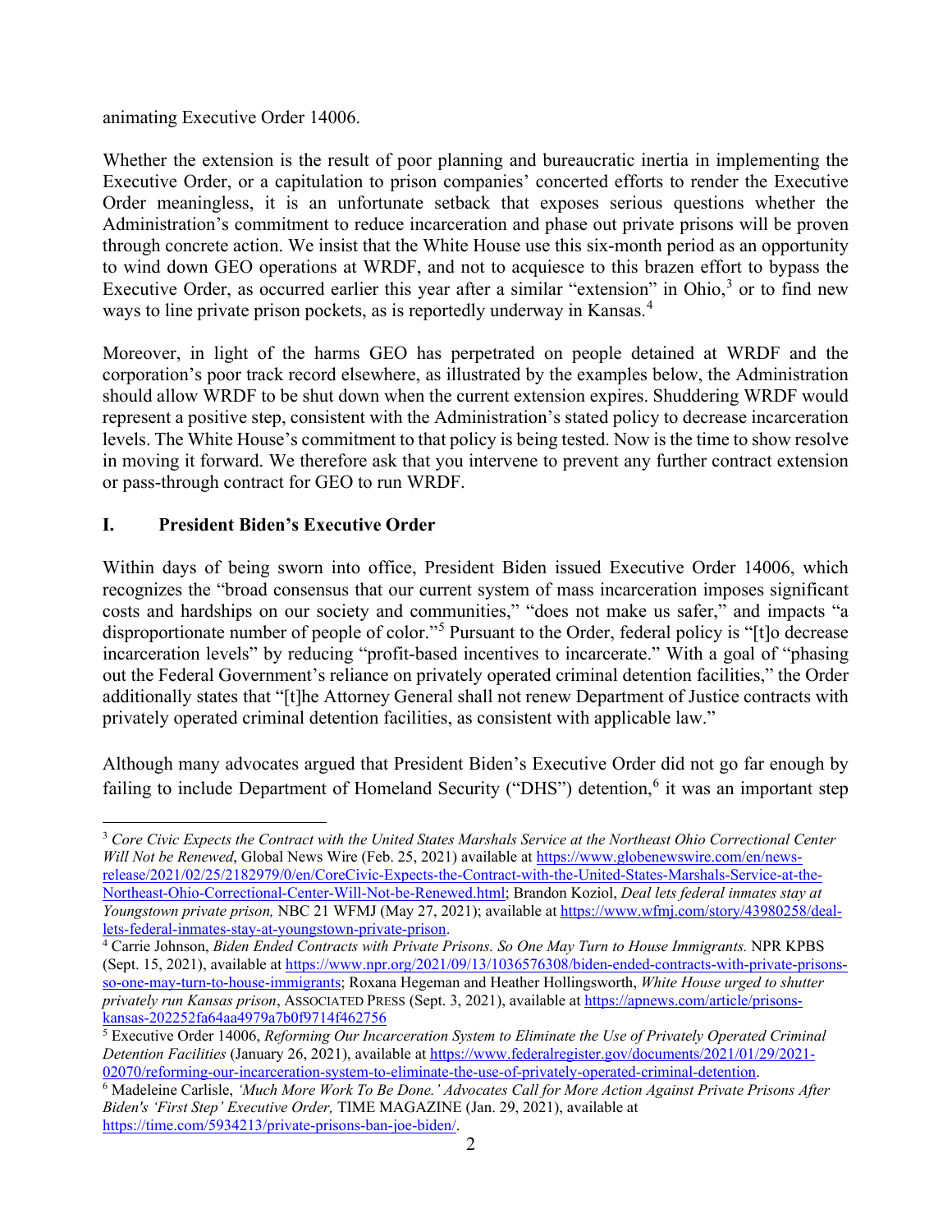animating Executive Order 14006.

Whether the extension is the result of poor planning and bureaucratic inertia in implementing the Executive Order, or a capitulation to prison companies' concerted efforts to render the Executive Order meaningless, it is an unfortunate setback that exposes serious questions whether the Administration's commitment to reduce incarceration and phase out private prisons will be proven through concrete action. We insist that the White House use this six-month period as an opportunity to wind down GEO operations at WRDF, and not to acquiesce to this brazen effort to bypass the Executive Order, as occurred earlier this year after a similar "extension" in Ohio,[3] or to find new ways to line private prison pockets, as is reportedly underway in Kansas.[4]

Moreover, in light of the harms GEO has perpetrated on people detained at WRDF and the corporation's poor track record elsewhere, as illustrated by the examples below, the Administration should allow WRDF to be shut down when the current extension expires. Shuddering WRDF would represent a positive step, consistent with the Administration's stated policy to decrease incarceration levels. The White House's commitment to that policy is being tested. Now is the time to show resolve in moving it forward. We therefore ask that you intervene to prevent any further contract extension or pass-through contract for GEO to run WRDF.

## I. President Biden's Executive Order

Within days of being sworn into office, President Biden issued Executive Order 14006, which recognizes the "broad consensus that our current system of mass incarceration imposes significant costs and hardships on our society and communities," "does not make us safer," and impacts "a disproportionate number of people of color."[5] Pursuant to the Order, federal policy is "[t]o decrease incarceration levels" by reducing "profit-based incentives to incarcerate." With a goal of "phasing out the Federal Government's reliance on privately operated criminal detention facilities," the Order additionally states that "[t]he Attorney General shall not renew Department of Justice contracts with privately operated criminal detention facilities, as consistent with applicable law."

Although many advocates argued that President Biden's Executive Order did not go far enough by failing to include Department of Homeland Security ("DHS") detention,[6] it was an important step

---

[3] *Core Civic Expects the Contract with the United States Marshals Service at the Northeast Ohio Correctional Center Will Not be Renewed*, Global News Wire (Feb. 25, 2021) available at https://www.globenewswire.com/en/news-release/2021/02/25/2182979/0/en/CoreCivic-Expects-the-Contract-with-the-United-States-Marshals-Service-at-the-Northeast-Ohio-Correctional-Center-Will-Not-be-Renewed.html; Brandon Koziol, *Deal lets federal inmates stay at Youngstown private prison,* NBC 21 WFMJ (May 27, 2021); available at https://www.wfmj.com/story/43980258/deal-lets-federal-inmates-stay-at-youngstown-private-prison.

[4] Carrie Johnson, *Biden Ended Contracts with Private Prisons. So One May Turn to House Immigrants.* NPR KPBS (Sept. 15, 2021), available at https://www.npr.org/2021/09/13/1036576308/biden-ended-contracts-with-private-prisons-so-one-may-turn-to-house-immigrants; Roxana Hegeman and Heather Hollingsworth, *White House urged to shutter privately run Kansas prison*, ASSOCIATED PRESS (Sept. 3, 2021), available at https://apnews.com/article/prisons-kansas-202252fa64aa4979a7b0f9714f462756

[5] Executive Order 14006, *Reforming Our Incarceration System to Eliminate the Use of Privately Operated Criminal Detention Facilities* (January 26, 2021), available at https://www.federalregister.gov/documents/2021/01/29/2021-02070/reforming-our-incarceration-system-to-eliminate-the-use-of-privately-operated-criminal-detention.

[6] Madeleine Carlisle, *'Much More Work To Be Done.' Advocates Call for More Action Against Private Prisons After Biden's 'First Step' Executive Order,* TIME MAGAZINE (Jan. 29, 2021), available at https://time.com/5934213/private-prisons-ban-joe-biden/.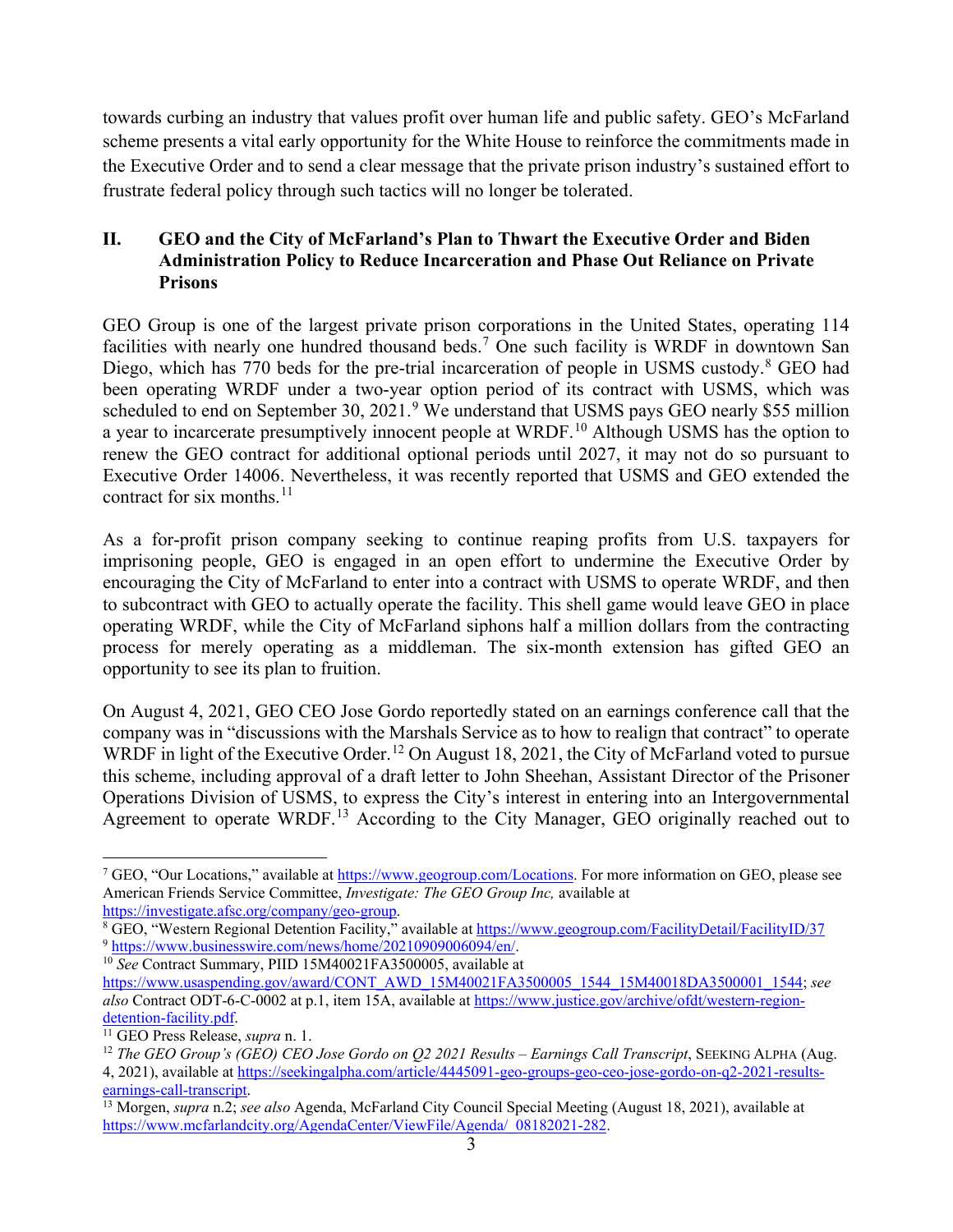towards curbing an industry that values profit over human life and public safety. GEO's McFarland scheme presents a vital early opportunity for the White House to reinforce the commitments made in the Executive Order and to send a clear message that the private prison industry's sustained effort to frustrate federal policy through such tactics will no longer be tolerated.

## II. GEO and the City of McFarland's Plan to Thwart the Executive Order and Biden Administration Policy to Reduce Incarceration and Phase Out Reliance on Private Prisons

GEO Group is one of the largest private prison corporations in the United States, operating 114 facilities with nearly one hundred thousand beds.[7] One such facility is WRDF in downtown San Diego, which has 770 beds for the pre-trial incarceration of people in USMS custody.[8] GEO had been operating WRDF under a two-year option period of its contract with USMS, which was scheduled to end on September 30, 2021.[9] We understand that USMS pays GEO nearly $55 million a year to incarcerate presumptively innocent people at WRDF.[10] Although USMS has the option to renew the GEO contract for additional optional periods until 2027, it may not do so pursuant to Executive Order 14006. Nevertheless, it was recently reported that USMS and GEO extended the contract for six months.[11]

As a for-profit prison company seeking to continue reaping profits from U.S. taxpayers for imprisoning people, GEO is engaged in an open effort to undermine the Executive Order by encouraging the City of McFarland to enter into a contract with USMS to operate WRDF, and then to subcontract with GEO to actually operate the facility. This shell game would leave GEO in place operating WRDF, while the City of McFarland siphons half a million dollars from the contracting process for merely operating as a middleman. The six-month extension has gifted GEO an opportunity to see its plan to fruition.

On August 4, 2021, GEO CEO Jose Gordo reportedly stated on an earnings conference call that the company was in "discussions with the Marshals Service as to how to realign that contract" to operate WRDF in light of the Executive Order.[12] On August 18, 2021, the City of McFarland voted to pursue this scheme, including approval of a draft letter to John Sheehan, Assistant Director of the Prisoner Operations Division of USMS, to express the City's interest in entering into an Intergovernmental Agreement to operate WRDF.[13] According to the City Manager, GEO originally reached out to

---

[7] GEO, "Our Locations," available at https://www.geogroup.com/Locations. For more information on GEO, please see American Friends Service Committee, *Investigate: The GEO Group Inc,* available at https://investigate.afsc.org/company/geo-group.

[8] GEO, "Western Regional Detention Facility," available at https://www.geogroup.com/FacilityDetail/FacilityID/37

[9] https://www.businesswire.com/news/home/20210909006094/en/.

[10] *See* Contract Summary, PIID 15M40021FA3500005, available at https://www.usaspending.gov/award/CONT_AWD_15M40021FA3500005_1544_15M40018DA3500001_1544; *see also* Contract ODT-6-C-0002 at p.1, item 15A, available at https://www.justice.gov/archive/ofdt/western-region-detention-facility.pdf.

[11] GEO Press Release, *supra* n. 1.

[12] *The GEO Group's (GEO) CEO Jose Gordo on Q2 2021 Results – Earnings Call Transcript*, SEEKING ALPHA (Aug. 4, 2021), available at https://seekingalpha.com/article/4445091-geo-groups-geo-ceo-jose-gordo-on-q2-2021-results-earnings-call-transcript.

[13] Morgen, *supra* n.2; *see also* Agenda, McFarland City Council Special Meeting (August 18, 2021), available at https://www.mcfarlandcity.org/AgendaCenter/ViewFile/Agenda/_08182021-282.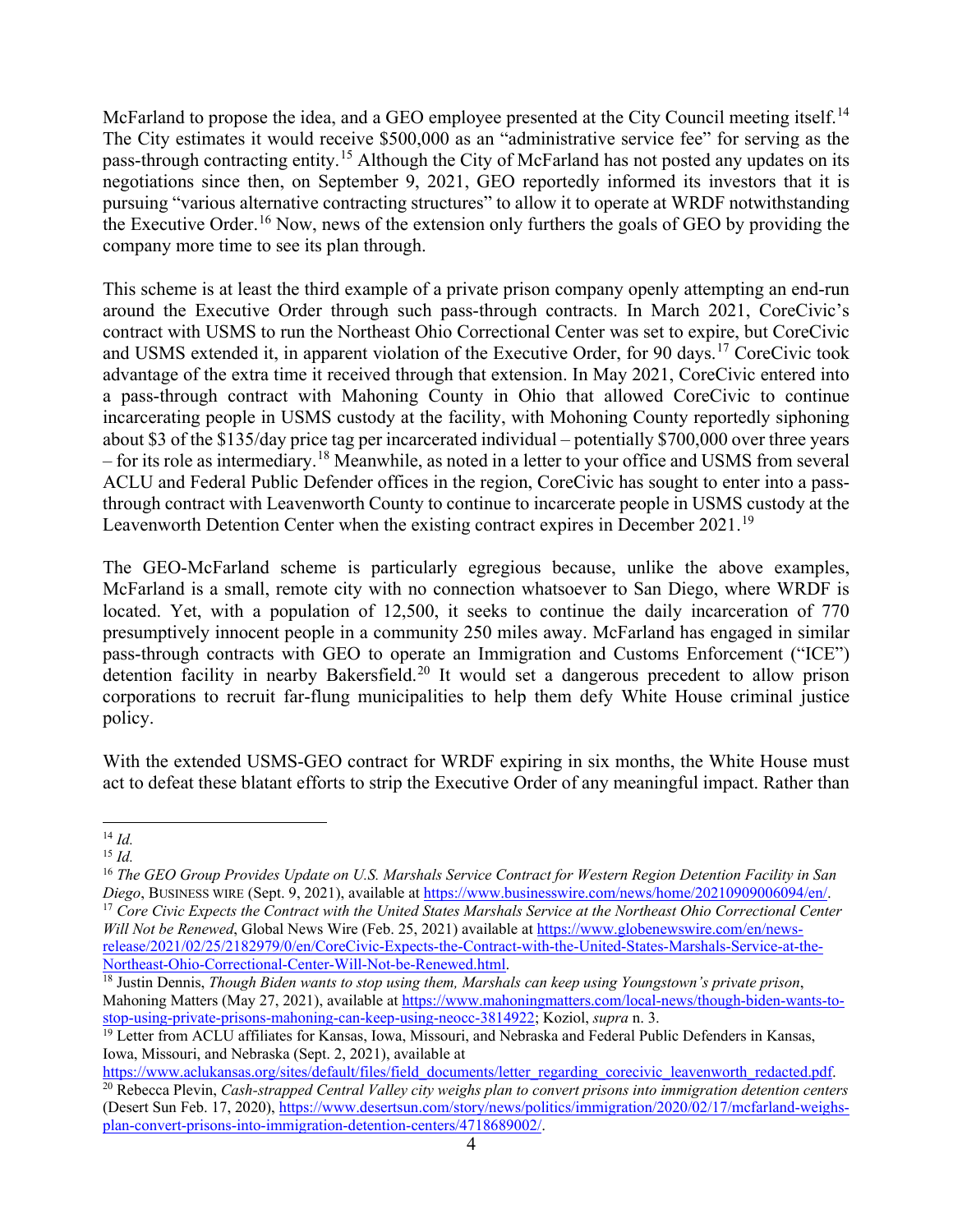McFarland to propose the idea, and a GEO employee presented at the City Council meeting itself.[14] The City estimates it would receive $500,000 as an "administrative service fee" for serving as the pass-through contracting entity.[15] Although the City of McFarland has not posted any updates on its negotiations since then, on September 9, 2021, GEO reportedly informed its investors that it is pursuing "various alternative contracting structures" to allow it to operate at WRDF notwithstanding the Executive Order.[16] Now, news of the extension only furthers the goals of GEO by providing the company more time to see its plan through.

This scheme is at least the third example of a private prison company openly attempting an end-run around the Executive Order through such pass-through contracts. In March 2021, CoreCivic's contract with USMS to run the Northeast Ohio Correctional Center was set to expire, but CoreCivic and USMS extended it, in apparent violation of the Executive Order, for 90 days.[17] CoreCivic took advantage of the extra time it received through that extension. In May 2021, CoreCivic entered into a pass-through contract with Mahoning County in Ohio that allowed CoreCivic to continue incarcerating people in USMS custody at the facility, with Mohoning County reportedly siphoning about $3 of the $135/day price tag per incarcerated individual – potentially $700,000 over three years – for its role as intermediary.[18] Meanwhile, as noted in a letter to your office and USMS from several ACLU and Federal Public Defender offices in the region, CoreCivic has sought to enter into a pass-through contract with Leavenworth County to continue to incarcerate people in USMS custody at the Leavenworth Detention Center when the existing contract expires in December 2021.[19]

The GEO-McFarland scheme is particularly egregious because, unlike the above examples, McFarland is a small, remote city with no connection whatsoever to San Diego, where WRDF is located. Yet, with a population of 12,500, it seeks to continue the daily incarceration of 770 presumptively innocent people in a community 250 miles away. McFarland has engaged in similar pass-through contracts with GEO to operate an Immigration and Customs Enforcement ("ICE") detention facility in nearby Bakersfield.[20] It would set a dangerous precedent to allow prison corporations to recruit far-flung municipalities to help them defy White House criminal justice policy.

With the extended USMS-GEO contract for WRDF expiring in six months, the White House must act to defeat these blatant efforts to strip the Executive Order of any meaningful impact. Rather than

---

[14] *Id.*

[15] *Id.*

[16] *The GEO Group Provides Update on U.S. Marshals Service Contract for Western Region Detention Facility in San Diego*, BUSINESS WIRE (Sept. 9, 2021), available at https://www.businesswire.com/news/home/20210909006094/en/.

[17] *Core Civic Expects the Contract with the United States Marshals Service at the Northeast Ohio Correctional Center Will Not be Renewed*, Global News Wire (Feb. 25, 2021) available at https://www.globenewswire.com/en/news-release/2021/02/25/2182979/0/en/CoreCivic-Expects-the-Contract-with-the-United-States-Marshals-Service-at-the-Northeast-Ohio-Correctional-Center-Will-Not-be-Renewed.html.

[18] Justin Dennis, *Though Biden wants to stop using them, Marshals can keep using Youngstown's private prison*, Mahoning Matters (May 27, 2021), available at https://www.mahoningmatters.com/local-news/though-biden-wants-to-stop-using-private-prisons-mahoning-can-keep-using-neocc-3814922; Koziol, *supra* n. 3.

[19] Letter from ACLU affiliates for Kansas, Iowa, Missouri, and Nebraska and Federal Public Defenders in Kansas, Iowa, Missouri, and Nebraska (Sept. 2, 2021), available at https://www.aclukansas.org/sites/default/files/field_documents/letter_regarding_corecivic_leavenworth_redacted.pdf.

[20] Rebecca Plevin, *Cash-strapped Central Valley city weighs plan to convert prisons into immigration detention centers* (Desert Sun Feb. 17, 2020), https://www.desertsun.com/story/news/politics/immigration/2020/02/17/mcfarland-weighs-plan-convert-prisons-into-immigration-detention-centers/4718689002/.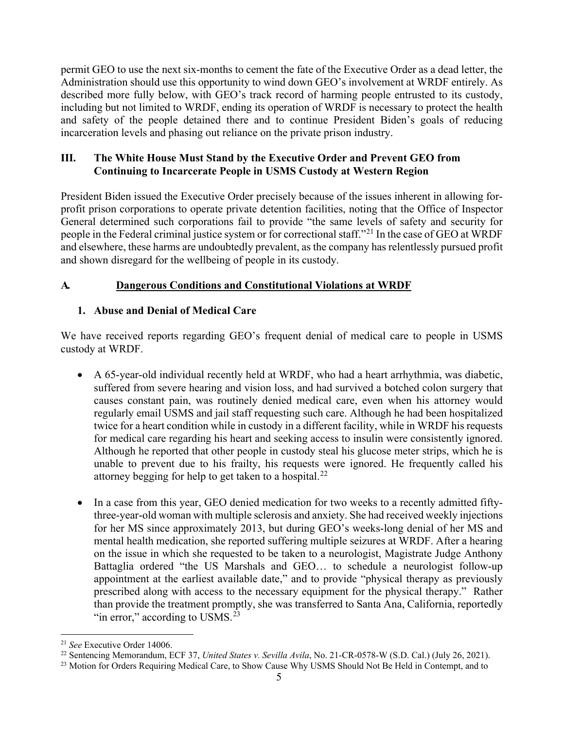permit GEO to use the next six-months to cement the fate of the Executive Order as a dead letter, the Administration should use this opportunity to wind down GEO's involvement at WRDF entirely. As described more fully below, with GEO's track record of harming people entrusted to its custody, including but not limited to WRDF, ending its operation of WRDF is necessary to protect the health and safety of the people detained there and to continue President Biden's goals of reducing incarceration levels and phasing out reliance on the private prison industry.

## III. The White House Must Stand by the Executive Order and Prevent GEO from Continuing to Incarcerate People in USMS Custody at Western Region

President Biden issued the Executive Order precisely because of the issues inherent in allowing for-profit prison corporations to operate private detention facilities, noting that the Office of Inspector General determined such corporations fail to provide "the same levels of safety and security for people in the Federal criminal justice system or for correctional staff."[21] In the case of GEO at WRDF and elsewhere, these harms are undoubtedly prevalent, as the company has relentlessly pursued profit and shown disregard for the wellbeing of people in its custody.

### A. Dangerous Conditions and Constitutional Violations at WRDF

#### 1. Abuse and Denial of Medical Care

We have received reports regarding GEO's frequent denial of medical care to people in USMS custody at WRDF.

- A 65-year-old individual recently held at WRDF, who had a heart arrhythmia, was diabetic, suffered from severe hearing and vision loss, and had survived a botched colon surgery that causes constant pain, was routinely denied medical care, even when his attorney would regularly email USMS and jail staff requesting such care. Although he had been hospitalized twice for a heart condition while in custody in a different facility, while in WRDF his requests for medical care regarding his heart and seeking access to insulin were consistently ignored. Although he reported that other people in custody steal his glucose meter strips, which he is unable to prevent due to his frailty, his requests were ignored. He frequently called his attorney begging for help to get taken to a hospital.[22]

- In a case from this year, GEO denied medication for two weeks to a recently admitted fifty-three-year-old woman with multiple sclerosis and anxiety. She had received weekly injections for her MS since approximately 2013, but during GEO's weeks-long denial of her MS and mental health medication, she reported suffering multiple seizures at WRDF. After a hearing on the issue in which she requested to be taken to a neurologist, Magistrate Judge Anthony Battaglia ordered "the US Marshals and GEO… to schedule a neurologist follow-up appointment at the earliest available date," and to provide "physical therapy as previously prescribed along with access to the necessary equipment for the physical therapy." Rather than provide the treatment promptly, she was transferred to Santa Ana, California, reportedly "in error," according to USMS.[23]

---

[21] *See* Executive Order 14006.

[22] Sentencing Memorandum, ECF 37, *United States v. Sevilla Avila*, No. 21-CR-0578-W (S.D. Cal.) (July 26, 2021).

[23] Motion for Orders Requiring Medical Care, to Show Cause Why USMS Should Not Be Held in Contempt, and to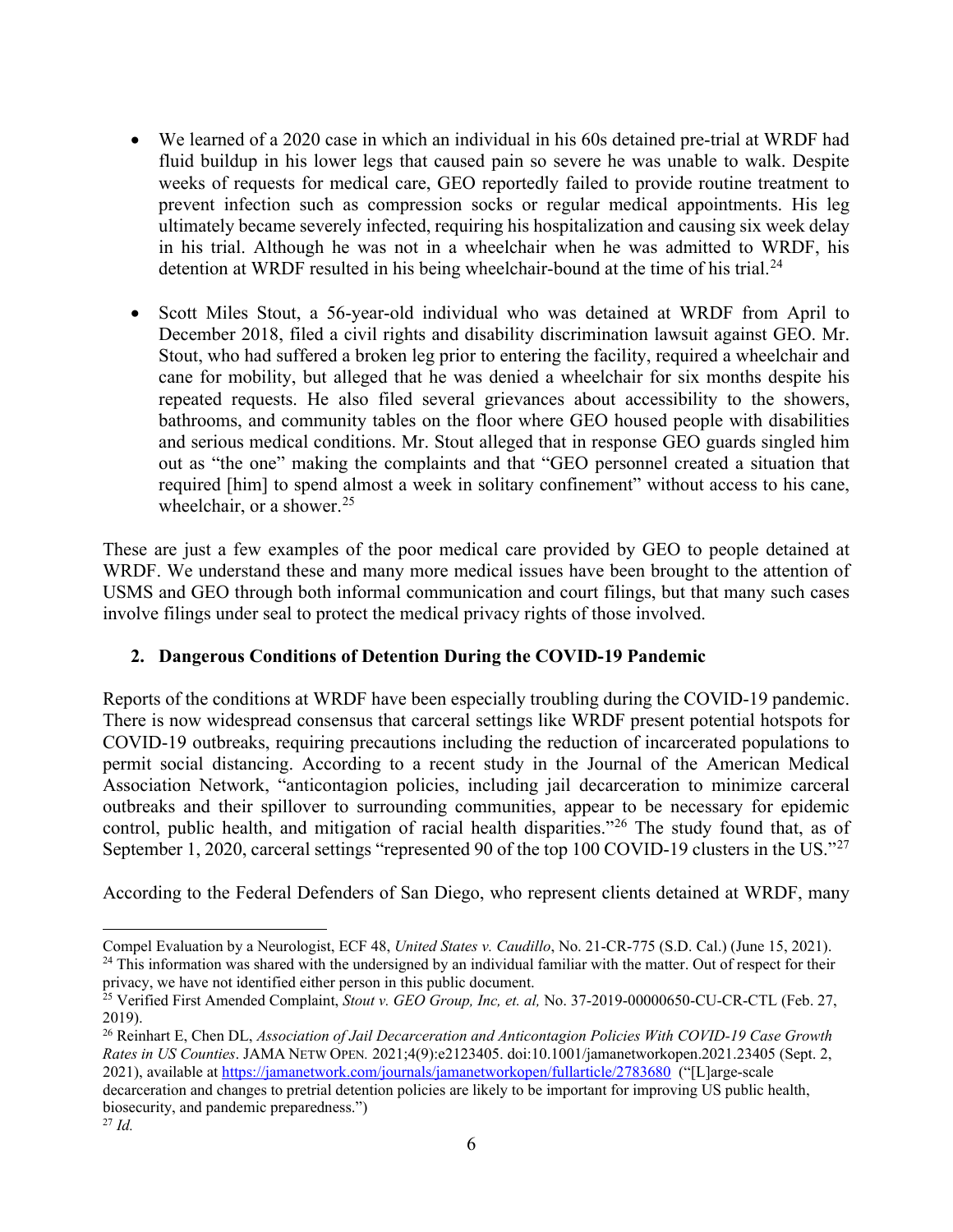- We learned of a 2020 case in which an individual in his 60s detained pre-trial at WRDF had fluid buildup in his lower legs that caused pain so severe he was unable to walk. Despite weeks of requests for medical care, GEO reportedly failed to provide routine treatment to prevent infection such as compression socks or regular medical appointments. His leg ultimately became severely infected, requiring his hospitalization and causing six week delay in his trial. Although he was not in a wheelchair when he was admitted to WRDF, his detention at WRDF resulted in his being wheelchair-bound at the time of his trial.[24]

- Scott Miles Stout, a 56-year-old individual who was detained at WRDF from April to December 2018, filed a civil rights and disability discrimination lawsuit against GEO. Mr. Stout, who had suffered a broken leg prior to entering the facility, required a wheelchair and cane for mobility, but alleged that he was denied a wheelchair for six months despite his repeated requests. He also filed several grievances about accessibility to the showers, bathrooms, and community tables on the floor where GEO housed people with disabilities and serious medical conditions. Mr. Stout alleged that in response GEO guards singled him out as "the one" making the complaints and that "GEO personnel created a situation that required [him] to spend almost a week in solitary confinement" without access to his cane, wheelchair, or a shower.[25]

These are just a few examples of the poor medical care provided by GEO to people detained at WRDF. We understand these and many more medical issues have been brought to the attention of USMS and GEO through both informal communication and court filings, but that many such cases involve filings under seal to protect the medical privacy rights of those involved.

## 2. Dangerous Conditions of Detention During the COVID-19 Pandemic

Reports of the conditions at WRDF have been especially troubling during the COVID-19 pandemic. There is now widespread consensus that carceral settings like WRDF present potential hotspots for COVID-19 outbreaks, requiring precautions including the reduction of incarcerated populations to permit social distancing. According to a recent study in the Journal of the American Medical Association Network, "anticontagion policies, including jail decarceration to minimize carceral outbreaks and their spillover to surrounding communities, appear to be necessary for epidemic control, public health, and mitigation of racial health disparities."[26] The study found that, as of September 1, 2020, carceral settings "represented 90 of the top 100 COVID-19 clusters in the US."[27]

According to the Federal Defenders of San Diego, who represent clients detained at WRDF, many

---

Compel Evaluation by a Neurologist, ECF 48, *United States v. Caudillo*, No. 21-CR-775 (S.D. Cal.) (June 15, 2021).

[24] This information was shared with the undersigned by an individual familiar with the matter. Out of respect for their privacy, we have not identified either person in this public document.

[25] Verified First Amended Complaint, *Stout v. GEO Group, Inc, et. al,* No. 37-2019-00000650-CU-CR-CTL (Feb. 27, 2019).

[26] Reinhart E, Chen DL, *Association of Jail Decarceration and Anticontagion Policies With COVID-19 Case Growth Rates in US Counties*. JAMA NETW OPEN. 2021;4(9):e2123405. doi:10.1001/jamanetworkopen.2021.23405 (Sept. 2, 2021), available at https://jamanetwork.com/journals/jamanetworkopen/fullarticle/2783680 ("[L]arge-scale decarceration and changes to pretrial detention policies are likely to be important for improving US public health, biosecurity, and pandemic preparedness.")

[27] *Id.*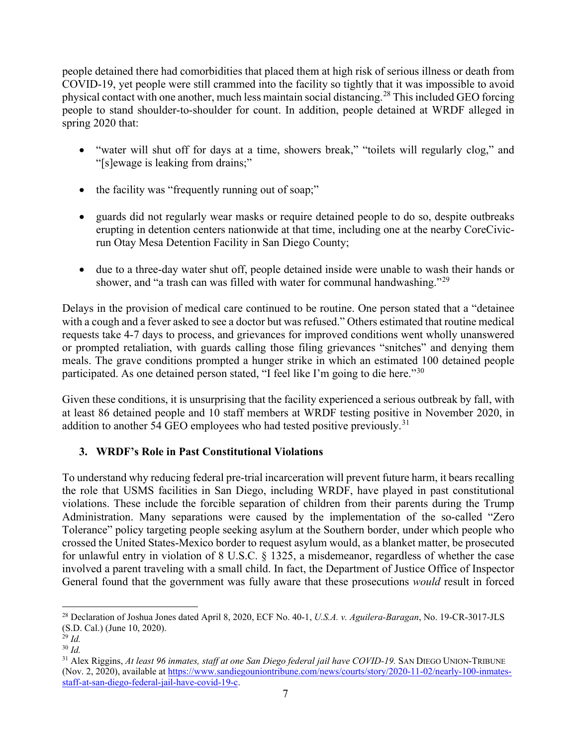people detained there had comorbidities that placed them at high risk of serious illness or death from COVID-19, yet people were still crammed into the facility so tightly that it was impossible to avoid physical contact with one another, much less maintain social distancing.[28] This included GEO forcing people to stand shoulder-to-shoulder for count. In addition, people detained at WRDF alleged in spring 2020 that:

- "water will shut off for days at a time, showers break," "toilets will regularly clog," and "[s]ewage is leaking from drains;"
- the facility was "frequently running out of soap;"
- guards did not regularly wear masks or require detained people to do so, despite outbreaks erupting in detention centers nationwide at that time, including one at the nearby CoreCivic-run Otay Mesa Detention Facility in San Diego County;
- due to a three-day water shut off, people detained inside were unable to wash their hands or shower, and "a trash can was filled with water for communal handwashing."[29]

Delays in the provision of medical care continued to be routine. One person stated that a "detainee with a cough and a fever asked to see a doctor but was refused." Others estimated that routine medical requests take 4-7 days to process, and grievances for improved conditions went wholly unanswered or prompted retaliation, with guards calling those filing grievances "snitches" and denying them meals. The grave conditions prompted a hunger strike in which an estimated 100 detained people participated. As one detained person stated, "I feel like I'm going to die here."[30]

Given these conditions, it is unsurprising that the facility experienced a serious outbreak by fall, with at least 86 detained people and 10 staff members at WRDF testing positive in November 2020, in addition to another 54 GEO employees who had tested positive previously.[31]

### 3. WRDF's Role in Past Constitutional Violations

To understand why reducing federal pre-trial incarceration will prevent future harm, it bears recalling the role that USMS facilities in San Diego, including WRDF, have played in past constitutional violations. These include the forcible separation of children from their parents during the Trump Administration. Many separations were caused by the implementation of the so-called "Zero Tolerance" policy targeting people seeking asylum at the Southern border, under which people who crossed the United States-Mexico border to request asylum would, as a blanket matter, be prosecuted for unlawful entry in violation of 8 U.S.C. § 1325, a misdemeanor, regardless of whether the case involved a parent traveling with a small child. In fact, the Department of Justice Office of Inspector General found that the government was fully aware that these prosecutions *would* result in forced

---

[28] Declaration of Joshua Jones dated April 8, 2020, ECF No. 40-1, *U.S.A. v. Aguilera-Baragan*, No. 19-CR-3017-JLS (S.D. Cal.) (June 10, 2020).

[29] *Id.*

[30] *Id.*

[31] Alex Riggins, *At least 96 inmates, staff at one San Diego federal jail have COVID-19.* SAN DIEGO UNION-TRIBUNE (Nov. 2, 2020), available at https://www.sandiegouniontribune.com/news/courts/story/2020-11-02/nearly-100-inmates-staff-at-san-diego-federal-jail-have-covid-19-c.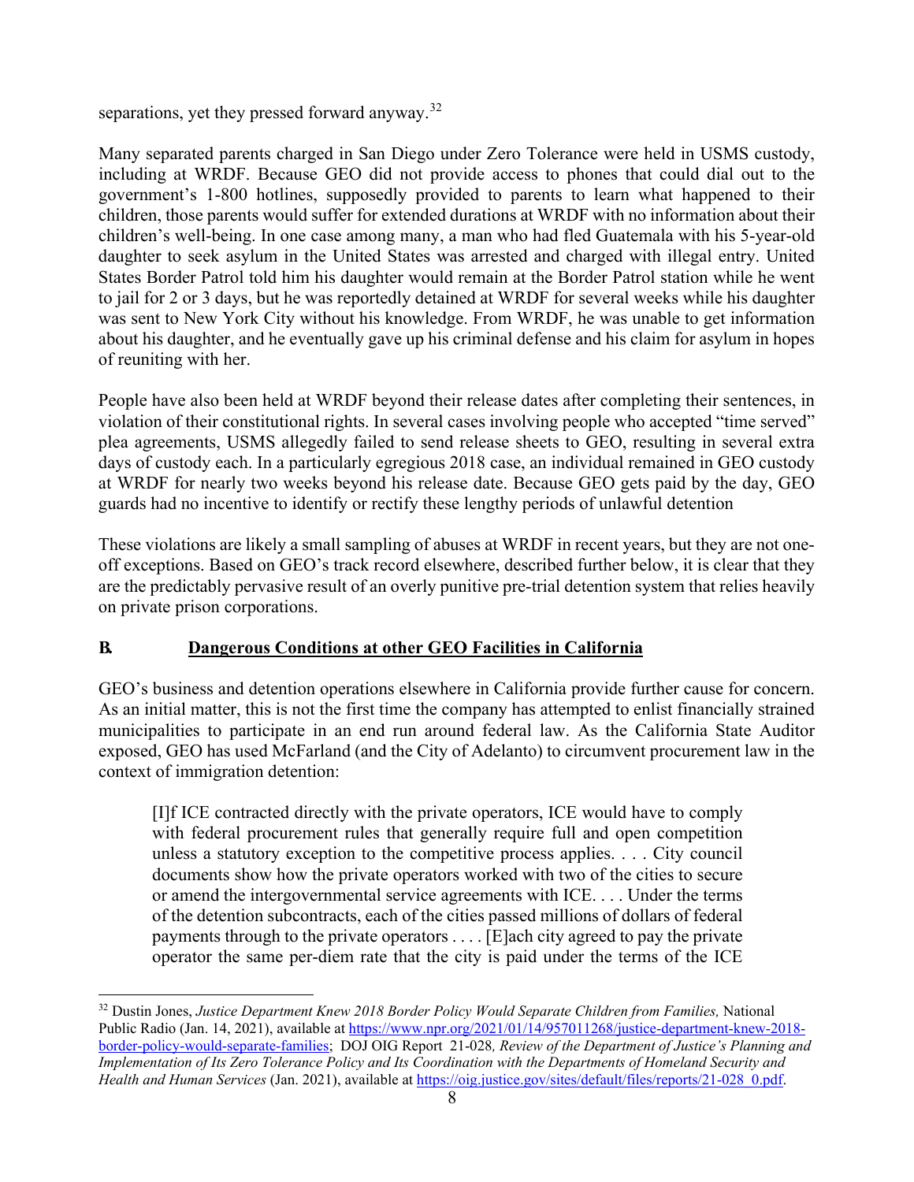separations, yet they pressed forward anyway.[32]

Many separated parents charged in San Diego under Zero Tolerance were held in USMS custody, including at WRDF. Because GEO did not provide access to phones that could dial out to the government's 1-800 hotlines, supposedly provided to parents to learn what happened to their children, those parents would suffer for extended durations at WRDF with no information about their children's well-being. In one case among many, a man who had fled Guatemala with his 5-year-old daughter to seek asylum in the United States was arrested and charged with illegal entry. United States Border Patrol told him his daughter would remain at the Border Patrol station while he went to jail for 2 or 3 days, but he was reportedly detained at WRDF for several weeks while his daughter was sent to New York City without his knowledge. From WRDF, he was unable to get information about his daughter, and he eventually gave up his criminal defense and his claim for asylum in hopes of reuniting with her.

People have also been held at WRDF beyond their release dates after completing their sentences, in violation of their constitutional rights. In several cases involving people who accepted "time served" plea agreements, USMS allegedly failed to send release sheets to GEO, resulting in several extra days of custody each. In a particularly egregious 2018 case, an individual remained in GEO custody at WRDF for nearly two weeks beyond his release date. Because GEO gets paid by the day, GEO guards had no incentive to identify or rectify these lengthy periods of unlawful detention

These violations are likely a small sampling of abuses at WRDF in recent years, but they are not one-off exceptions. Based on GEO's track record elsewhere, described further below, it is clear that they are the predictably pervasive result of an overly punitive pre-trial detention system that relies heavily on private prison corporations.

## B. Dangerous Conditions at other GEO Facilities in California

GEO's business and detention operations elsewhere in California provide further cause for concern. As an initial matter, this is not the first time the company has attempted to enlist financially strained municipalities to participate in an end run around federal law. As the California State Auditor exposed, GEO has used McFarland (and the City of Adelanto) to circumvent procurement law in the context of immigration detention:

> [I]f ICE contracted directly with the private operators, ICE would have to comply with federal procurement rules that generally require full and open competition unless a statutory exception to the competitive process applies. . . . City council documents show how the private operators worked with two of the cities to secure or amend the intergovernmental service agreements with ICE. . . . Under the terms of the detention subcontracts, each of the cities passed millions of dollars of federal payments through to the private operators . . . . [E]ach city agreed to pay the private operator the same per-diem rate that the city is paid under the terms of the ICE

---

[32] Dustin Jones, *Justice Department Knew 2018 Border Policy Would Separate Children from Families,* National Public Radio (Jan. 14, 2021), available at https://www.npr.org/2021/01/14/957011268/justice-department-knew-2018-border-policy-would-separate-families; DOJ OIG Report 21-028*, Review of the Department of Justice's Planning and Implementation of Its Zero Tolerance Policy and Its Coordination with the Departments of Homeland Security and Health and Human Services* (Jan. 2021), available at https://oig.justice.gov/sites/default/files/reports/21-028_0.pdf.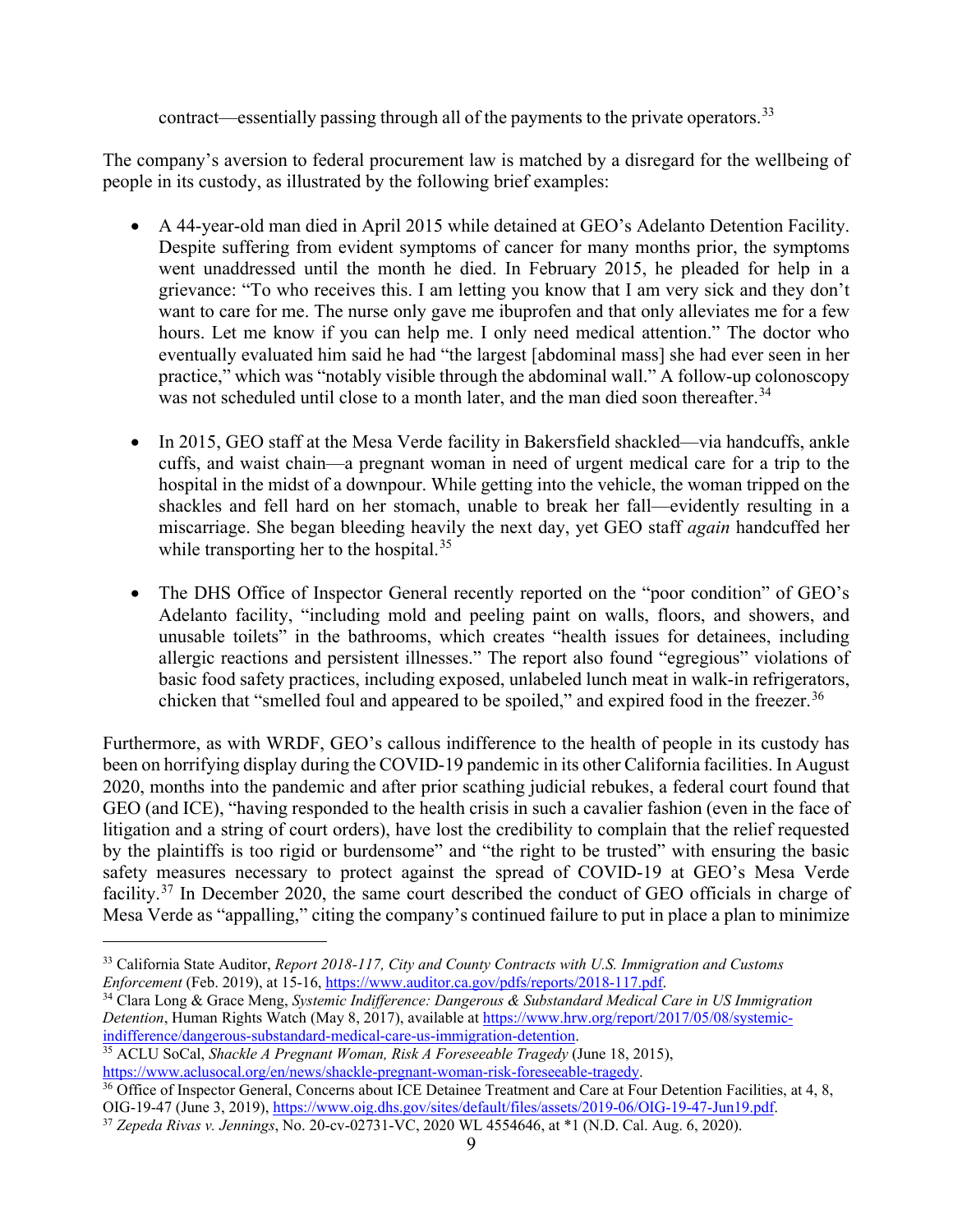contract—essentially passing through all of the payments to the private operators.[33]

The company's aversion to federal procurement law is matched by a disregard for the wellbeing of people in its custody, as illustrated by the following brief examples:

- A 44-year-old man died in April 2015 while detained at GEO's Adelanto Detention Facility. Despite suffering from evident symptoms of cancer for many months prior, the symptoms went unaddressed until the month he died. In February 2015, he pleaded for help in a grievance: "To who receives this. I am letting you know that I am very sick and they don't want to care for me. The nurse only gave me ibuprofen and that only alleviates me for a few hours. Let me know if you can help me. I only need medical attention." The doctor who eventually evaluated him said he had "the largest [abdominal mass] she had ever seen in her practice," which was "notably visible through the abdominal wall." A follow-up colonoscopy was not scheduled until close to a month later, and the man died soon thereafter.[34]

- In 2015, GEO staff at the Mesa Verde facility in Bakersfield shackled—via handcuffs, ankle cuffs, and waist chain—a pregnant woman in need of urgent medical care for a trip to the hospital in the midst of a downpour. While getting into the vehicle, the woman tripped on the shackles and fell hard on her stomach, unable to break her fall—evidently resulting in a miscarriage. She began bleeding heavily the next day, yet GEO staff *again* handcuffed her while transporting her to the hospital.[35]

- The DHS Office of Inspector General recently reported on the "poor condition" of GEO's Adelanto facility, "including mold and peeling paint on walls, floors, and showers, and unusable toilets" in the bathrooms, which creates "health issues for detainees, including allergic reactions and persistent illnesses." The report also found "egregious" violations of basic food safety practices, including exposed, unlabeled lunch meat in walk-in refrigerators, chicken that "smelled foul and appeared to be spoiled," and expired food in the freezer.[36]

Furthermore, as with WRDF, GEO's callous indifference to the health of people in its custody has been on horrifying display during the COVID-19 pandemic in its other California facilities. In August 2020, months into the pandemic and after prior scathing judicial rebukes, a federal court found that GEO (and ICE), "having responded to the health crisis in such a cavalier fashion (even in the face of litigation and a string of court orders), have lost the credibility to complain that the relief requested by the plaintiffs is too rigid or burdensome" and "the right to be trusted" with ensuring the basic safety measures necessary to protect against the spread of COVID-19 at GEO's Mesa Verde facility.[37] In December 2020, the same court described the conduct of GEO officials in charge of Mesa Verde as "appalling," citing the company's continued failure to put in place a plan to minimize

---

[33] California State Auditor, *Report 2018-117, City and County Contracts with U.S. Immigration and Customs Enforcement* (Feb. 2019), at 15-16, https://www.auditor.ca.gov/pdfs/reports/2018-117.pdf.

[34] Clara Long & Grace Meng, *Systemic Indifference: Dangerous & Substandard Medical Care in US Immigration Detention*, Human Rights Watch (May 8, 2017), available at https://www.hrw.org/report/2017/05/08/systemic-indifference/dangerous-substandard-medical-care-us-immigration-detention.

[35] ACLU SoCal, *Shackle A Pregnant Woman, Risk A Foreseeable Tragedy* (June 18, 2015), https://www.aclusocal.org/en/news/shackle-pregnant-woman-risk-foreseeable-tragedy.

[36] Office of Inspector General, Concerns about ICE Detainee Treatment and Care at Four Detention Facilities, at 4, 8, OIG-19-47 (June 3, 2019), https://www.oig.dhs.gov/sites/default/files/assets/2019-06/OIG-19-47-Jun19.pdf.

[37] *Zepeda Rivas v. Jennings*, No. 20-cv-02731-VC, 2020 WL 4554646, at *1 (N.D. Cal. Aug. 6, 2020).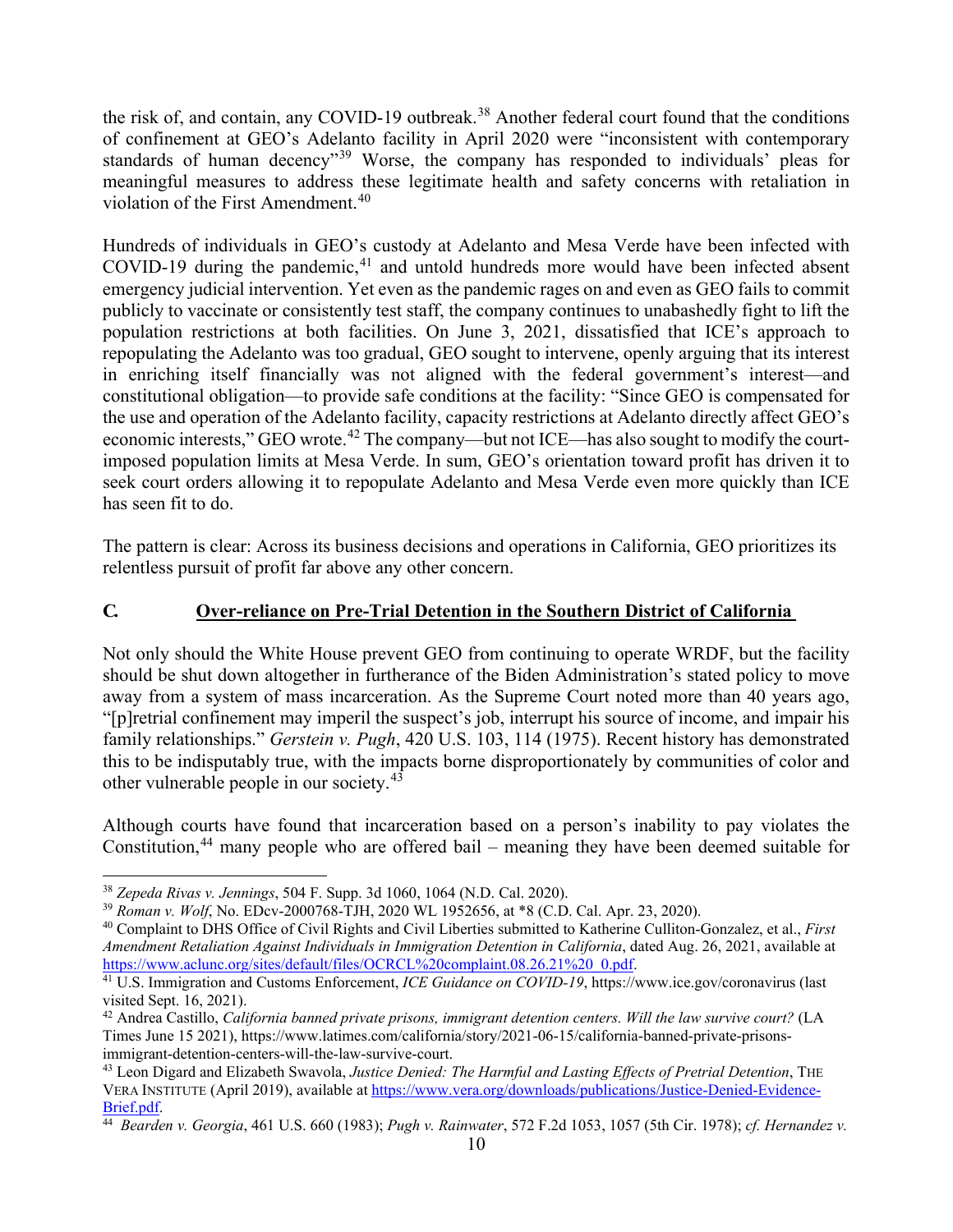the risk of, and contain, any COVID-19 outbreak.[38] Another federal court found that the conditions of confinement at GEO's Adelanto facility in April 2020 were "inconsistent with contemporary standards of human decency"[39] Worse, the company has responded to individuals' pleas for meaningful measures to address these legitimate health and safety concerns with retaliation in violation of the First Amendment.[40]

Hundreds of individuals in GEO's custody at Adelanto and Mesa Verde have been infected with COVID-19 during the pandemic,[41] and untold hundreds more would have been infected absent emergency judicial intervention. Yet even as the pandemic rages on and even as GEO fails to commit publicly to vaccinate or consistently test staff, the company continues to unabashedly fight to lift the population restrictions at both facilities. On June 3, 2021, dissatisfied that ICE's approach to repopulating the Adelanto was too gradual, GEO sought to intervene, openly arguing that its interest in enriching itself financially was not aligned with the federal government's interest—and constitutional obligation—to provide safe conditions at the facility: "Since GEO is compensated for the use and operation of the Adelanto facility, capacity restrictions at Adelanto directly affect GEO's economic interests," GEO wrote.[42] The company—but not ICE—has also sought to modify the court-imposed population limits at Mesa Verde. In sum, GEO's orientation toward profit has driven it to seek court orders allowing it to repopulate Adelanto and Mesa Verde even more quickly than ICE has seen fit to do.

The pattern is clear: Across its business decisions and operations in California, GEO prioritizes its relentless pursuit of profit far above any other concern.

## C. Over-reliance on Pre-Trial Detention in the Southern District of California

Not only should the White House prevent GEO from continuing to operate WRDF, but the facility should be shut down altogether in furtherance of the Biden Administration's stated policy to move away from a system of mass incarceration. As the Supreme Court noted more than 40 years ago, "[p]retrial confinement may imperil the suspect's job, interrupt his source of income, and impair his family relationships." *Gerstein v. Pugh*, 420 U.S. 103, 114 (1975). Recent history has demonstrated this to be indisputably true, with the impacts borne disproportionately by communities of color and other vulnerable people in our society.[43]

Although courts have found that incarceration based on a person's inability to pay violates the Constitution,[44] many people who are offered bail – meaning they have been deemed suitable for

---

[38] *Zepeda Rivas v. Jennings*, 504 F. Supp. 3d 1060, 1064 (N.D. Cal. 2020).

[39] *Roman v. Wolf*, No. EDcv-2000768-TJH, 2020 WL 1952656, at *8 (C.D. Cal. Apr. 23, 2020).

[40] Complaint to DHS Office of Civil Rights and Civil Liberties submitted to Katherine Culliton-Gonzalez, et al., *First Amendment Retaliation Against Individuals in Immigration Detention in California*, dated Aug. 26, 2021, available at https://www.aclunc.org/sites/default/files/OCRCL%20complaint.08.26.21%20_0.pdf.

[41] U.S. Immigration and Customs Enforcement, *ICE Guidance on COVID-19*, https://www.ice.gov/coronavirus (last visited Sept. 16, 2021).

[42] Andrea Castillo, *California banned private prisons, immigrant detention centers. Will the law survive court?* (LA Times June 15 2021), https://www.latimes.com/california/story/2021-06-15/california-banned-private-prisons-immigrant-detention-centers-will-the-law-survive-court.

[43] Leon Digard and Elizabeth Swavola, *Justice Denied: The Harmful and Lasting Effects of Pretrial Detention*, THE VERA INSTITUTE (April 2019), available at https://www.vera.org/downloads/publications/Justice-Denied-Evidence-Brief.pdf.

[44] *Bearden v. Georgia*, 461 U.S. 660 (1983); *Pugh v. Rainwater*, 572 F.2d 1053, 1057 (5th Cir. 1978); *cf. Hernandez v.*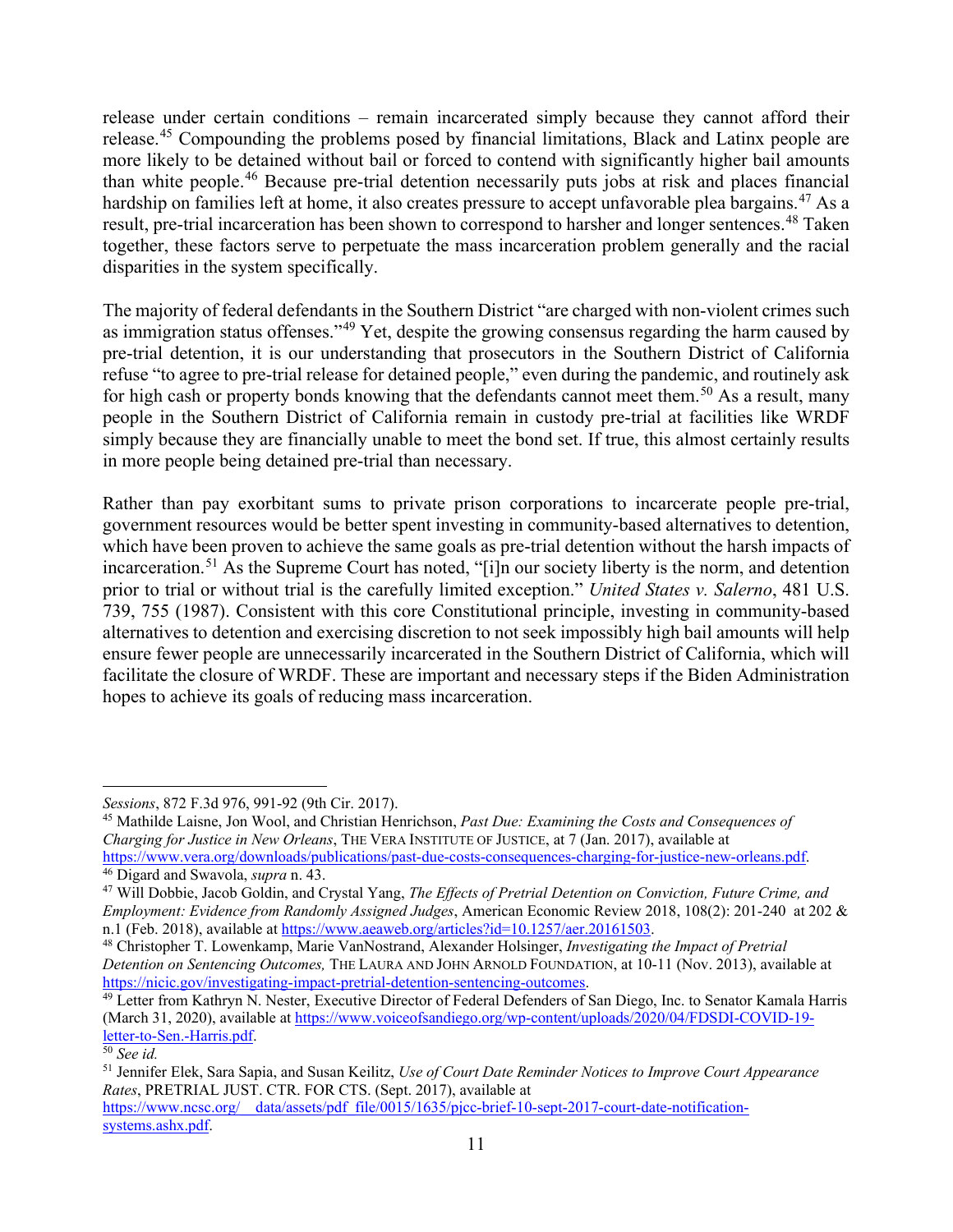release under certain conditions – remain incarcerated simply because they cannot afford their release.[45] Compounding the problems posed by financial limitations, Black and Latinx people are more likely to be detained without bail or forced to contend with significantly higher bail amounts than white people.[46] Because pre-trial detention necessarily puts jobs at risk and places financial hardship on families left at home, it also creates pressure to accept unfavorable plea bargains.[47] As a result, pre-trial incarceration has been shown to correspond to harsher and longer sentences.[48] Taken together, these factors serve to perpetuate the mass incarceration problem generally and the racial disparities in the system specifically.

The majority of federal defendants in the Southern District "are charged with non-violent crimes such as immigration status offenses."[49] Yet, despite the growing consensus regarding the harm caused by pre-trial detention, it is our understanding that prosecutors in the Southern District of California refuse "to agree to pre-trial release for detained people," even during the pandemic, and routinely ask for high cash or property bonds knowing that the defendants cannot meet them.[50] As a result, many people in the Southern District of California remain in custody pre-trial at facilities like WRDF simply because they are financially unable to meet the bond set. If true, this almost certainly results in more people being detained pre-trial than necessary.

Rather than pay exorbitant sums to private prison corporations to incarcerate people pre-trial, government resources would be better spent investing in community-based alternatives to detention, which have been proven to achieve the same goals as pre-trial detention without the harsh impacts of incarceration.[51] As the Supreme Court has noted, "[i]n our society liberty is the norm, and detention prior to trial or without trial is the carefully limited exception." *United States v. Salerno*, 481 U.S. 739, 755 (1987). Consistent with this core Constitutional principle, investing in community-based alternatives to detention and exercising discretion to not seek impossibly high bail amounts will help ensure fewer people are unnecessarily incarcerated in the Southern District of California, which will facilitate the closure of WRDF. These are important and necessary steps if the Biden Administration hopes to achieve its goals of reducing mass incarceration.

---

*Sessions*, 872 F.3d 976, 991-92 (9th Cir. 2017).

[45] Mathilde Laisne, Jon Wool, and Christian Henrichson, *Past Due: Examining the Costs and Consequences of Charging for Justice in New Orleans*, THE VERA INSTITUTE OF JUSTICE, at 7 (Jan. 2017), available at https://www.vera.org/downloads/publications/past-due-costs-consequences-charging-for-justice-new-orleans.pdf.

[46] Digard and Swavola, *supra* n. 43.

[47] Will Dobbie, Jacob Goldin, and Crystal Yang, *The Effects of Pretrial Detention on Conviction, Future Crime, and Employment: Evidence from Randomly Assigned Judges*, American Economic Review 2018, 108(2): 201-240 at 202 & n.1 (Feb. 2018), available at https://www.aeaweb.org/articles?id=10.1257/aer.20161503.

[48] Christopher T. Lowenkamp, Marie VanNostrand, Alexander Holsinger, *Investigating the Impact of Pretrial Detention on Sentencing Outcomes,* THE LAURA AND JOHN ARNOLD FOUNDATION, at 10-11 (Nov. 2013), available at https://nicic.gov/investigating-impact-pretrial-detention-sentencing-outcomes.

[49] Letter from Kathryn N. Nester, Executive Director of Federal Defenders of San Diego, Inc. to Senator Kamala Harris (March 31, 2020), available at https://www.voiceofsandiego.org/wp-content/uploads/2020/04/FDSDI-COVID-19-letter-to-Sen.-Harris.pdf.

[50] *See id.*

[51] Jennifer Elek, Sara Sapia, and Susan Keilitz, *Use of Court Date Reminder Notices to Improve Court Appearance Rates*, PRETRIAL JUST. CTR. FOR CTS. (Sept. 2017), available at https://www.ncsc.org/__data/assets/pdf_file/0015/1635/pjcc-brief-10-sept-2017-court-date-notification-systems.ashx.pdf.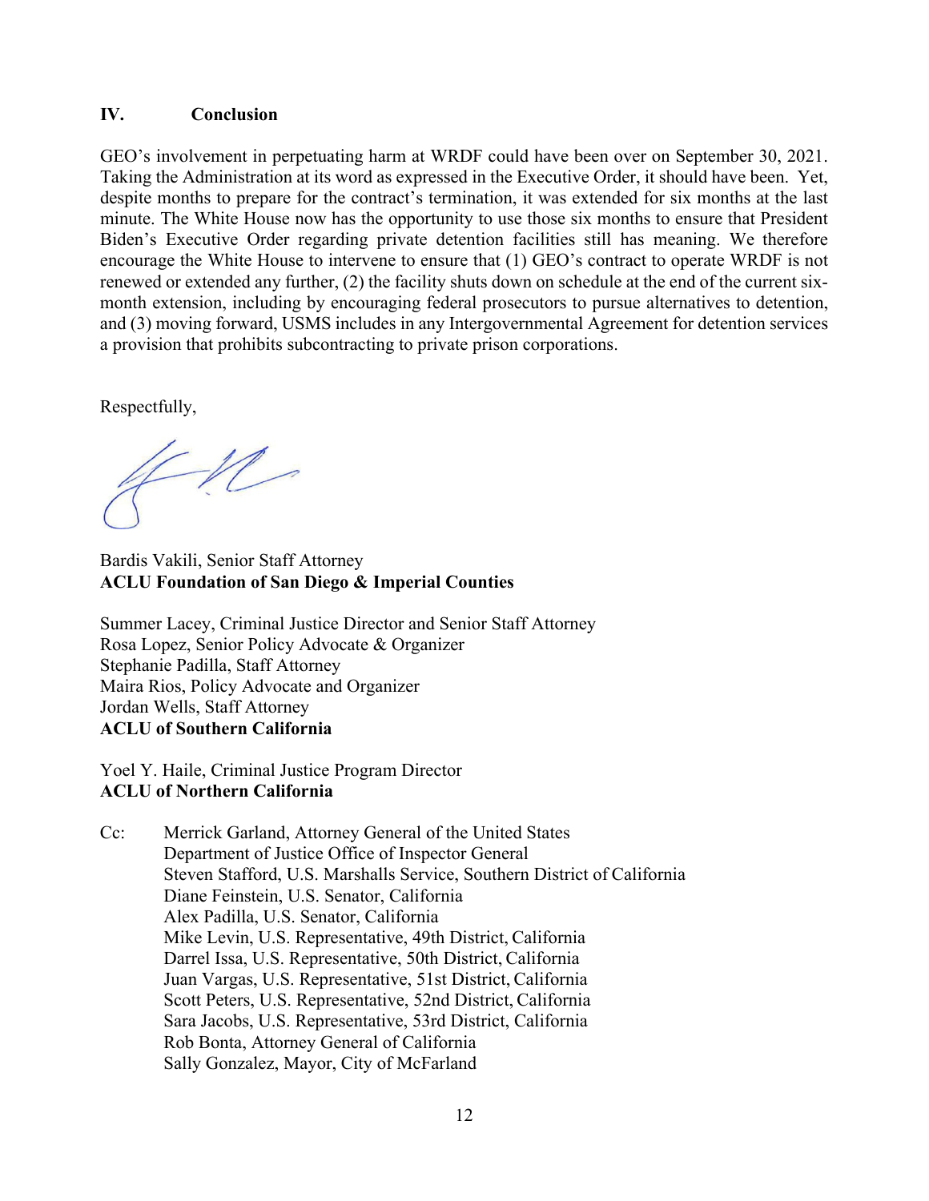## IV. Conclusion

GEO's involvement in perpetuating harm at WRDF could have been over on September 30, 2021. Taking the Administration at its word as expressed in the Executive Order, it should have been. Yet, despite months to prepare for the contract's termination, it was extended for six months at the last minute. The White House now has the opportunity to use those six months to ensure that President Biden's Executive Order regarding private detention facilities still has meaning. We therefore encourage the White House to intervene to ensure that (1) GEO's contract to operate WRDF is not renewed or extended any further, (2) the facility shuts down on schedule at the end of the current six-month extension, including by encouraging federal prosecutors to pursue alternatives to detention, and (3) moving forward, USMS includes in any Intergovernmental Agreement for detention services a provision that prohibits subcontracting to private prison corporations.

Respectfully,

Bardis Vakili, Senior Staff Attorney
**ACLU Foundation of San Diego & Imperial Counties**

Summer Lacey, Criminal Justice Director and Senior Staff Attorney
Rosa Lopez, Senior Policy Advocate & Organizer
Stephanie Padilla, Staff Attorney
Maira Rios, Policy Advocate and Organizer
Jordan Wells, Staff Attorney
**ACLU of Southern California**

Yoel Y. Haile, Criminal Justice Program Director
**ACLU of Northern California**

Cc: Merrick Garland, Attorney General of the United States
Department of Justice Office of Inspector General
Steven Stafford, U.S. Marshalls Service, Southern District of California
Diane Feinstein, U.S. Senator, California
Alex Padilla, U.S. Senator, California
Mike Levin, U.S. Representative, 49th District, California
Darrel Issa, U.S. Representative, 50th District, California
Juan Vargas, U.S. Representative, 51st District, California
Scott Peters, U.S. Representative, 52nd District, California
Sara Jacobs, U.S. Representative, 53rd District, California
Rob Bonta, Attorney General of California
Sally Gonzalez, Mayor, City of McFarland